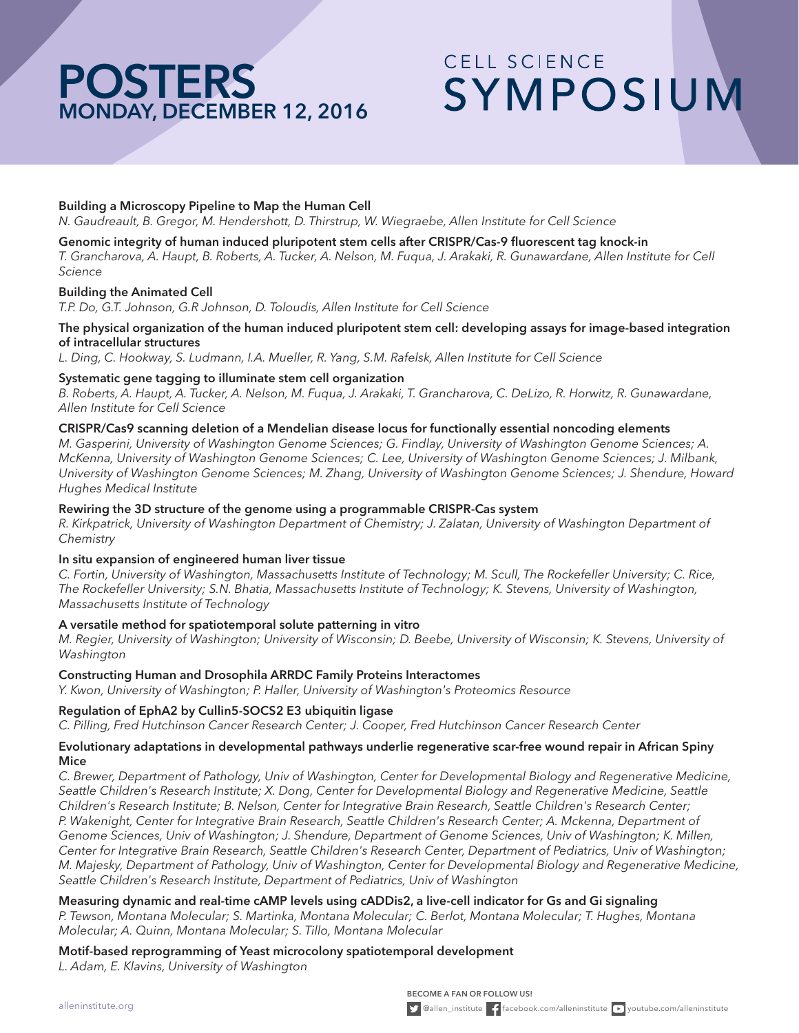# POSTERS
## MONDAY, DECEMBER 12, 2016

# CELL SCIENCE SYMPOSIUM

**Building a Microscopy Pipeline to Map the Human Cell**
*N. Gaudreault, B. Gregor, M. Hendershott, D. Thirstrup, W. Wiegraebe, Allen Institute for Cell Science*

**Genomic integrity of human induced pluripotent stem cells after CRISPR/Cas-9 fluorescent tag knock-in**
*T. Grancharova, A. Haupt, B. Roberts, A. Tucker, A. Nelson, M. Fuqua, J. Arakaki, R. Gunawardane, Allen Institute for Cell Science*

**Building the Animated Cell**
*T.P. Do, G.T. Johnson, G.R Johnson, D. Toloudis, Allen Institute for Cell Science*

**The physical organization of the human induced pluripotent stem cell: developing assays for image-based integration of intracellular structures**
*L. Ding, C. Hookway, S. Ludmann, I.A. Mueller, R. Yang, S.M. Rafelsk, Allen Institute for Cell Science*

**Systematic gene tagging to illuminate stem cell organization**
*B. Roberts, A. Haupt, A. Tucker, A. Nelson, M. Fuqua, J. Arakaki, T. Grancharova, C. DeLizo, R. Horwitz, R. Gunawardane, Allen Institute for Cell Science*

**CRISPR/Cas9 scanning deletion of a Mendelian disease locus for functionally essential noncoding elements**
*M. Gasperini, University of Washington Genome Sciences; G. Findlay, University of Washington Genome Sciences; A. McKenna, University of Washington Genome Sciences; C. Lee, University of Washington Genome Sciences; J. Milbank, University of Washington Genome Sciences; M. Zhang, University of Washington Genome Sciences; J. Shendure, Howard Hughes Medical Institute*

**Rewiring the 3D structure of the genome using a programmable CRISPR-Cas system**
*R. Kirkpatrick, University of Washington Department of Chemistry; J. Zalatan, University of Washington Department of Chemistry*

**In situ expansion of engineered human liver tissue**
*C. Fortin, University of Washington, Massachusetts Institute of Technology; M. Scull, The Rockefeller University; C. Rice, The Rockefeller University; S.N. Bhatia, Massachusetts Institute of Technology; K. Stevens, University of Washington, Massachusetts Institute of Technology*

**A versatile method for spatiotemporal solute patterning in vitro**
*M. Regier, University of Washington; University of Wisconsin; D. Beebe, University of Wisconsin; K. Stevens, University of Washington*

**Constructing Human and Drosophila ARRDC Family Proteins Interactomes**
*Y. Kwon, University of Washington; P. Haller, University of Washington's Proteomics Resource*

**Regulation of EphA2 by Cullin5-SOCS2 E3 ubiquitin ligase**
*C. Pilling, Fred Hutchinson Cancer Research Center; J. Cooper, Fred Hutchinson Cancer Research Center*

**Evolutionary adaptations in developmental pathways underlie regenerative scar-free wound repair in African Spiny Mice**
*C. Brewer, Department of Pathology, Univ of Washington, Center for Developmental Biology and Regenerative Medicine, Seattle Children's Research Institute; X. Dong, Center for Developmental Biology and Regenerative Medicine, Seattle Children's Research Institute; B. Nelson, Center for Integrative Brain Research, Seattle Children's Research Center; P. Wakenight, Center for Integrative Brain Research, Seattle Children's Research Center; A. Mckenna, Department of Genome Sciences, Univ of Washington; J. Shendure, Department of Genome Sciences, Univ of Washington; K. Millen, Center for Integrative Brain Research, Seattle Children's Research Center, Department of Pediatrics, Univ of Washington; M. Majesky, Department of Pathology, Univ of Washington, Center for Developmental Biology and Regenerative Medicine, Seattle Children's Research Institute, Department of Pediatrics, Univ of Washington*

**Measuring dynamic and real-time cAMP levels using cADDis2, a live-cell indicator for Gs and Gi signaling**
*P. Tewson, Montana Molecular; S. Martinka, Montana Molecular; C. Berlot, Montana Molecular; T. Hughes, Montana Molecular; A. Quinn, Montana Molecular; S. Tillo, Montana Molecular*

**Motif-based reprogramming of Yeast microcolony spatiotemporal development**
*L. Adam, E. Klavins, University of Washington*

alleninstitute.org

BECOME A FAN OR FOLLOW US!
@allen_institute facebook.com/alleninstitute youtube.com/alleninstitute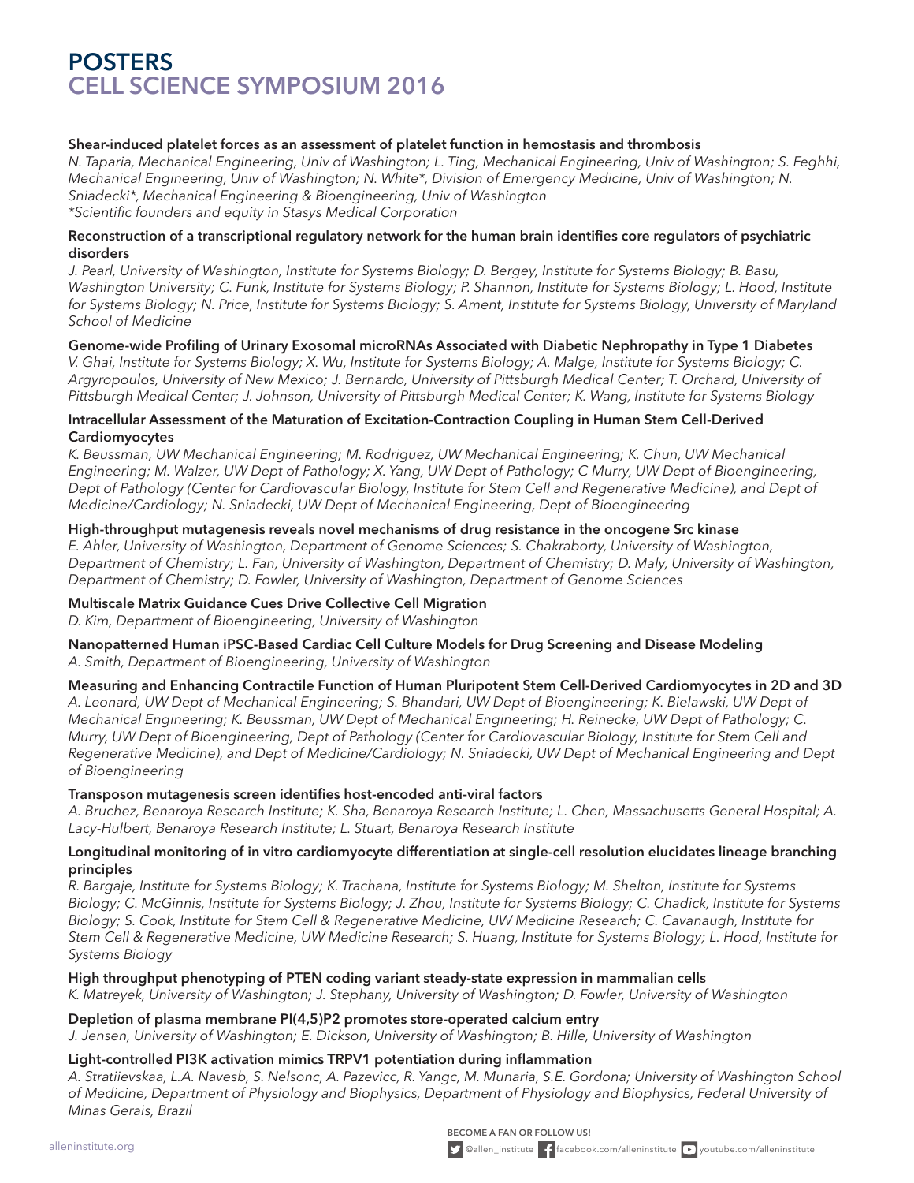# POSTERS
## CELL SCIENCE SYMPOSIUM 2016

**Shear-induced platelet forces as an assessment of platelet function in hemostasis and thrombosis**
*N. Taparia, Mechanical Engineering, Univ of Washington; L. Ting, Mechanical Engineering, Univ of Washington; S. Feghhi, Mechanical Engineering, Univ of Washington; N. White*, Division of Emergency Medicine, Univ of Washington; N. Sniadecki*, Mechanical Engineering & Bioengineering, Univ of Washington*
*\*Scientific founders and equity in Stasys Medical Corporation*

**Reconstruction of a transcriptional regulatory network for the human brain identifies core regulators of psychiatric disorders**
*J. Pearl, University of Washington, Institute for Systems Biology; D. Bergey, Institute for Systems Biology; B. Basu, Washington University; C. Funk, Institute for Systems Biology; P. Shannon, Institute for Systems Biology; L. Hood, Institute for Systems Biology; N. Price, Institute for Systems Biology; S. Ament, Institute for Systems Biology, University of Maryland School of Medicine*

**Genome-wide Profiling of Urinary Exosomal microRNAs Associated with Diabetic Nephropathy in Type 1 Diabetes**
*V. Ghai, Institute for Systems Biology; X. Wu, Institute for Systems Biology; A. Malge, Institute for Systems Biology; C. Argyropoulos, University of New Mexico; J. Bernardo, University of Pittsburgh Medical Center; T. Orchard, University of Pittsburgh Medical Center; J. Johnson, University of Pittsburgh Medical Center; K. Wang, Institute for Systems Biology*

**Intracellular Assessment of the Maturation of Excitation-Contraction Coupling in Human Stem Cell-Derived Cardiomyocytes**
*K. Beussman, UW Mechanical Engineering; M. Rodriguez, UW Mechanical Engineering; K. Chun, UW Mechanical Engineering; M. Walzer, UW Dept of Pathology; X. Yang, UW Dept of Pathology; C Murry, UW Dept of Bioengineering, Dept of Pathology (Center for Cardiovascular Biology, Institute for Stem Cell and Regenerative Medicine), and Dept of Medicine/Cardiology; N. Sniadecki, UW Dept of Mechanical Engineering, Dept of Bioengineering*

**High-throughput mutagenesis reveals novel mechanisms of drug resistance in the oncogene Src kinase**
*E. Ahler, University of Washington, Department of Genome Sciences; S. Chakraborty, University of Washington, Department of Chemistry; L. Fan, University of Washington, Department of Chemistry; D. Maly, University of Washington, Department of Chemistry; D. Fowler, University of Washington, Department of Genome Sciences*

**Multiscale Matrix Guidance Cues Drive Collective Cell Migration**
*D. Kim, Department of Bioengineering, University of Washington*

**Nanopatterned Human iPSC-Based Cardiac Cell Culture Models for Drug Screening and Disease Modeling**
*A. Smith, Department of Bioengineering, University of Washington*

**Measuring and Enhancing Contractile Function of Human Pluripotent Stem Cell-Derived Cardiomyocytes in 2D and 3D**
*A. Leonard, UW Dept of Mechanical Engineering; S. Bhandari, UW Dept of Bioengineering; K. Bielawski, UW Dept of Mechanical Engineering; K. Beussman, UW Dept of Mechanical Engineering; H. Reinecke, UW Dept of Pathology; C. Murry, UW Dept of Bioengineering, Dept of Pathology (Center for Cardiovascular Biology, Institute for Stem Cell and Regenerative Medicine), and Dept of Medicine/Cardiology; N. Sniadecki, UW Dept of Mechanical Engineering and Dept of Bioengineering*

**Transposon mutagenesis screen identifies host-encoded anti-viral factors**
*A. Bruchez, Benaroya Research Institute; K. Sha, Benaroya Research Institute; L. Chen, Massachusetts General Hospital; A. Lacy-Hulbert, Benaroya Research Institute; L. Stuart, Benaroya Research Institute*

**Longitudinal monitoring of in vitro cardiomyocyte differentiation at single-cell resolution elucidates lineage branching principles**
*R. Bargaje, Institute for Systems Biology; K. Trachana, Institute for Systems Biology; M. Shelton, Institute for Systems Biology; C. McGinnis, Institute for Systems Biology; J. Zhou, Institute for Systems Biology; C. Chadick, Institute for Systems Biology; S. Cook, Institute for Stem Cell & Regenerative Medicine, UW Medicine Research; C. Cavanaugh, Institute for Stem Cell & Regenerative Medicine, UW Medicine Research; S. Huang, Institute for Systems Biology; L. Hood, Institute for Systems Biology*

**High throughput phenotyping of PTEN coding variant steady-state expression in mammalian cells**
*K. Matreyek, University of Washington; J. Stephany, University of Washington; D. Fowler, University of Washington*

**Depletion of plasma membrane PI(4,5)P2 promotes store-operated calcium entry**
*J. Jensen, University of Washington; E. Dickson, University of Washington; B. Hille, University of Washington*

**Light-controlled PI3K activation mimics TRPV1 potentiation during inflammation**
*A. Stratiievskaa, L.A. Navesb, S. Nelsonc, A. Pazevicc, R. Yangc, M. Munaria, S.E. Gordona; University of Washington School of Medicine, Department of Physiology and Biophysics, Department of Physiology and Biophysics, Federal University of Minas Gerais, Brazil*